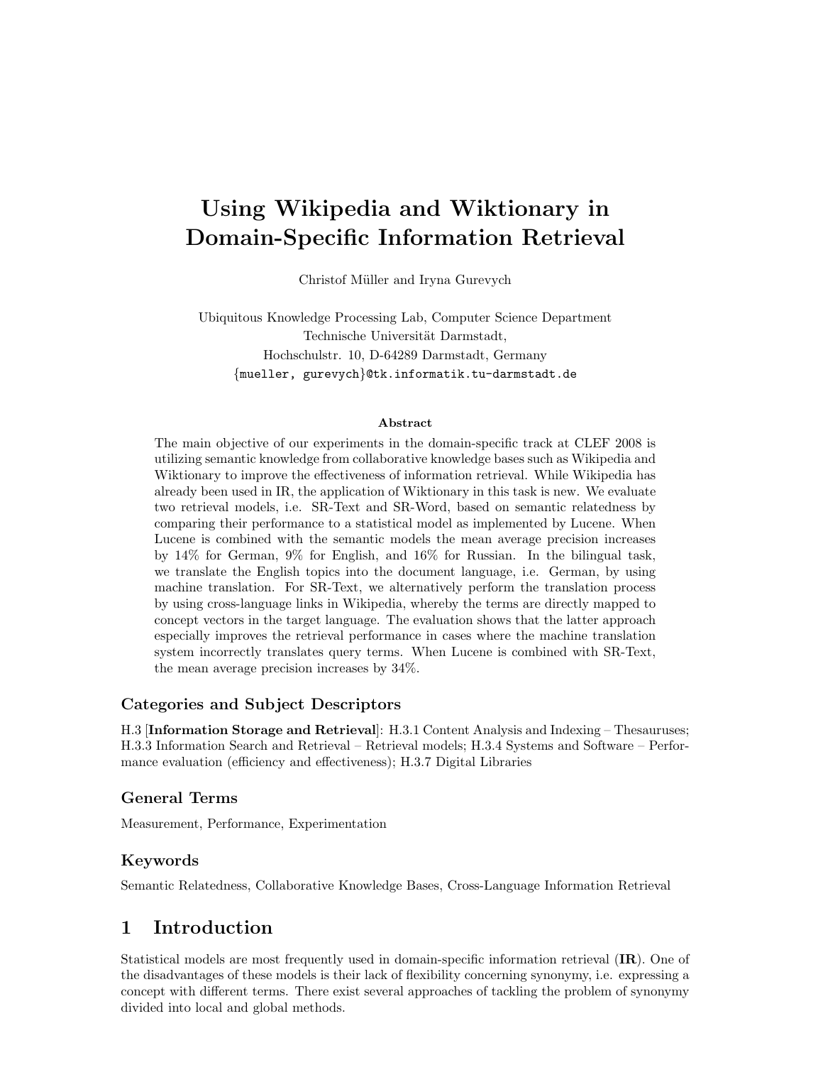# Using Wikipedia and Wiktionary in Domain-Specific Information Retrieval

Christof Müller and Iryna Gurevych

Ubiquitous Knowledge Processing Lab, Computer Science Department
Technische Universität Darmstadt,
Hochschulstr. 10, D-64289 Darmstadt, Germany
{mueller, gurevych}@tk.informatik.tu-darmstadt.de

### Abstract

The main objective of our experiments in the domain-specific track at CLEF 2008 is utilizing semantic knowledge from collaborative knowledge bases such as Wikipedia and Wiktionary to improve the effectiveness of information retrieval. While Wikipedia has already been used in IR, the application of Wiktionary in this task is new. We evaluate two retrieval models, i.e. SR-Text and SR-Word, based on semantic relatedness by comparing their performance to a statistical model as implemented by Lucene. When Lucene is combined with the semantic models the mean average precision increases by 14% for German, 9% for English, and 16% for Russian. In the bilingual task, we translate the English topics into the document language, i.e. German, by using machine translation. For SR-Text, we alternatively perform the translation process by using cross-language links in Wikipedia, whereby the terms are directly mapped to concept vectors in the target language. The evaluation shows that the latter approach especially improves the retrieval performance in cases where the machine translation system incorrectly translates query terms. When Lucene is combined with SR-Text, the mean average precision increases by 34%.

## Categories and Subject Descriptors

H.3 [**Information Storage and Retrieval**]: H.3.1 Content Analysis and Indexing – Thesauruses; H.3.3 Information Search and Retrieval – Retrieval models; H.3.4 Systems and Software – Performance evaluation (efficiency and effectiveness); H.3.7 Digital Libraries

## General Terms

Measurement, Performance, Experimentation

## Keywords

Semantic Relatedness, Collaborative Knowledge Bases, Cross-Language Information Retrieval

## 1 Introduction

Statistical models are most frequently used in domain-specific information retrieval (**IR**). One of the disadvantages of these models is their lack of flexibility concerning synonymy, i.e. expressing a concept with different terms. There exist several approaches of tackling the problem of synonymy divided into local and global methods.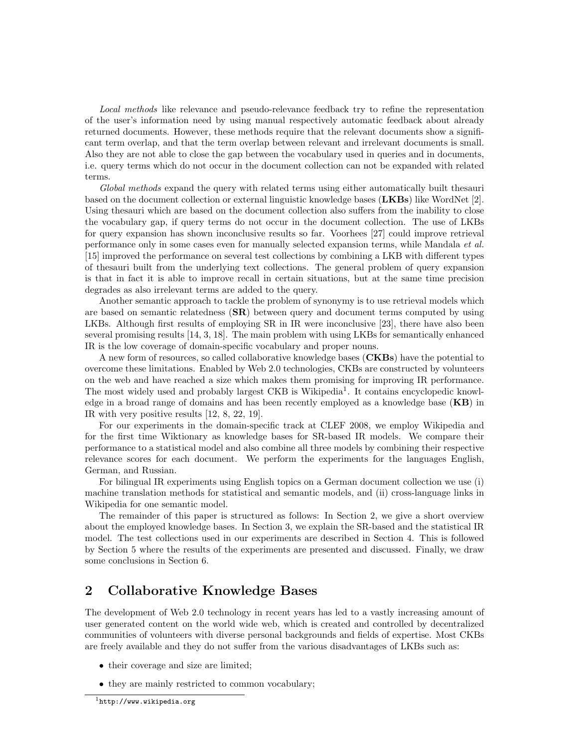*Local methods* like relevance and pseudo-relevance feedback try to refine the representation of the user's information need by using manual respectively automatic feedback about already returned documents. However, these methods require that the relevant documents show a significant term overlap, and that the term overlap between relevant and irrelevant documents is small. Also they are not able to close the gap between the vocabulary used in queries and in documents, i.e. query terms which do not occur in the document collection can not be expanded with related terms.

*Global methods* expand the query with related terms using either automatically built thesauri based on the document collection or external linguistic knowledge bases (**LKBs**) like WordNet [2]. Using thesauri which are based on the document collection also suffers from the inability to close the vocabulary gap, if query terms do not occur in the document collection. The use of LKBs for query expansion has shown inconclusive results so far. Voorhees [27] could improve retrieval performance only in some cases even for manually selected expansion terms, while Mandala *et al.* [15] improved the performance on several test collections by combining a LKB with different types of thesauri built from the underlying test collections. The general problem of query expansion is that in fact it is able to improve recall in certain situations, but at the same time precision degrades as also irrelevant terms are added to the query.

Another semantic approach to tackle the problem of synonymy is to use retrieval models which are based on semantic relatedness (**SR**) between query and document terms computed by using LKBs. Although first results of employing SR in IR were inconclusive [23], there have also been several promising results [14, 3, 18]. The main problem with using LKBs for semantically enhanced IR is the low coverage of domain-specific vocabulary and proper nouns.

A new form of resources, so called collaborative knowledge bases (**CKBs**) have the potential to overcome these limitations. Enabled by Web 2.0 technologies, CKBs are constructed by volunteers on the web and have reached a size which makes them promising for improving IR performance. The most widely used and probably largest CKB is Wikipedia[1]. It contains encyclopedic knowledge in a broad range of domains and has been recently employed as a knowledge base (**KB**) in IR with very positive results [12, 8, 22, 19].

For our experiments in the domain-specific track at CLEF 2008, we employ Wikipedia and for the first time Wiktionary as knowledge bases for SR-based IR models. We compare their performance to a statistical model and also combine all three models by combining their respective relevance scores for each document. We perform the experiments for the languages English, German, and Russian.

For bilingual IR experiments using English topics on a German document collection we use (i) machine translation methods for statistical and semantic models, and (ii) cross-language links in Wikipedia for one semantic model.

The remainder of this paper is structured as follows: In Section 2, we give a short overview about the employed knowledge bases. In Section 3, we explain the SR-based and the statistical IR model. The test collections used in our experiments are described in Section 4. This is followed by Section 5 where the results of the experiments are presented and discussed. Finally, we draw some conclusions in Section 6.

## 2 Collaborative Knowledge Bases

The development of Web 2.0 technology in recent years has led to a vastly increasing amount of user generated content on the world wide web, which is created and controlled by decentralized communities of volunteers with diverse personal backgrounds and fields of expertise. Most CKBs are freely available and they do not suffer from the various disadvantages of LKBs such as:

- their coverage and size are limited;
- they are mainly restricted to common vocabulary;

[1] http://www.wikipedia.org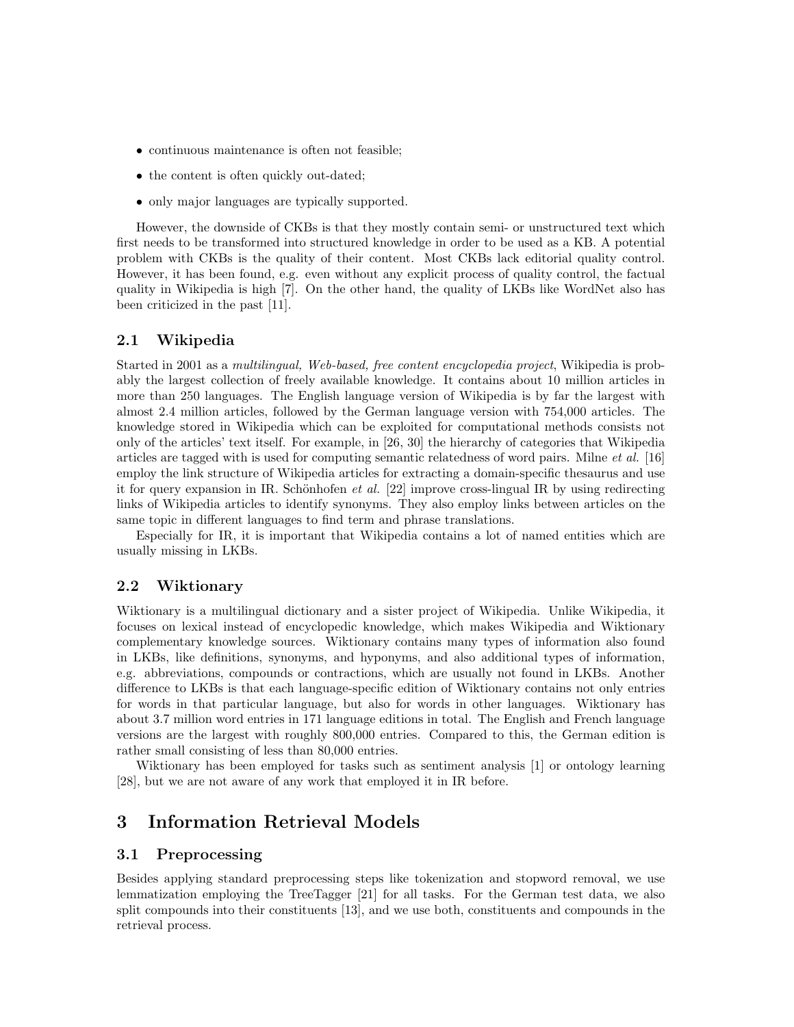- continuous maintenance is often not feasible;
- the content is often quickly out-dated;
- only major languages are typically supported.

However, the downside of CKBs is that they mostly contain semi- or unstructured text which first needs to be transformed into structured knowledge in order to be used as a KB. A potential problem with CKBs is the quality of their content. Most CKBs lack editorial quality control. However, it has been found, e.g. even without any explicit process of quality control, the factual quality in Wikipedia is high [7]. On the other hand, the quality of LKBs like WordNet also has been criticized in the past [11].

## 2.1 Wikipedia

Started in 2001 as a *multilingual, Web-based, free content encyclopedia project*, Wikipedia is probably the largest collection of freely available knowledge. It contains about 10 million articles in more than 250 languages. The English language version of Wikipedia is by far the largest with almost 2.4 million articles, followed by the German language version with 754,000 articles. The knowledge stored in Wikipedia which can be exploited for computational methods consists not only of the articles' text itself. For example, in [26, 30] the hierarchy of categories that Wikipedia articles are tagged with is used for computing semantic relatedness of word pairs. Milne *et al.* [16] employ the link structure of Wikipedia articles for extracting a domain-specific thesaurus and use it for query expansion in IR. Schönhofen *et al.* [22] improve cross-lingual IR by using redirecting links of Wikipedia articles to identify synonyms. They also employ links between articles on the same topic in different languages to find term and phrase translations.

Especially for IR, it is important that Wikipedia contains a lot of named entities which are usually missing in LKBs.

## 2.2 Wiktionary

Wiktionary is a multilingual dictionary and a sister project of Wikipedia. Unlike Wikipedia, it focuses on lexical instead of encyclopedic knowledge, which makes Wikipedia and Wiktionary complementary knowledge sources. Wiktionary contains many types of information also found in LKBs, like definitions, synonyms, and hyponyms, and also additional types of information, e.g. abbreviations, compounds or contractions, which are usually not found in LKBs. Another difference to LKBs is that each language-specific edition of Wiktionary contains not only entries for words in that particular language, but also for words in other languages. Wiktionary has about 3.7 million word entries in 171 language editions in total. The English and French language versions are the largest with roughly 800,000 entries. Compared to this, the German edition is rather small consisting of less than 80,000 entries.

Wiktionary has been employed for tasks such as sentiment analysis [1] or ontology learning [28], but we are not aware of any work that employed it in IR before.

# 3 Information Retrieval Models

## 3.1 Preprocessing

Besides applying standard preprocessing steps like tokenization and stopword removal, we use lemmatization employing the TreeTagger [21] for all tasks. For the German test data, we also split compounds into their constituents [13], and we use both, constituents and compounds in the retrieval process.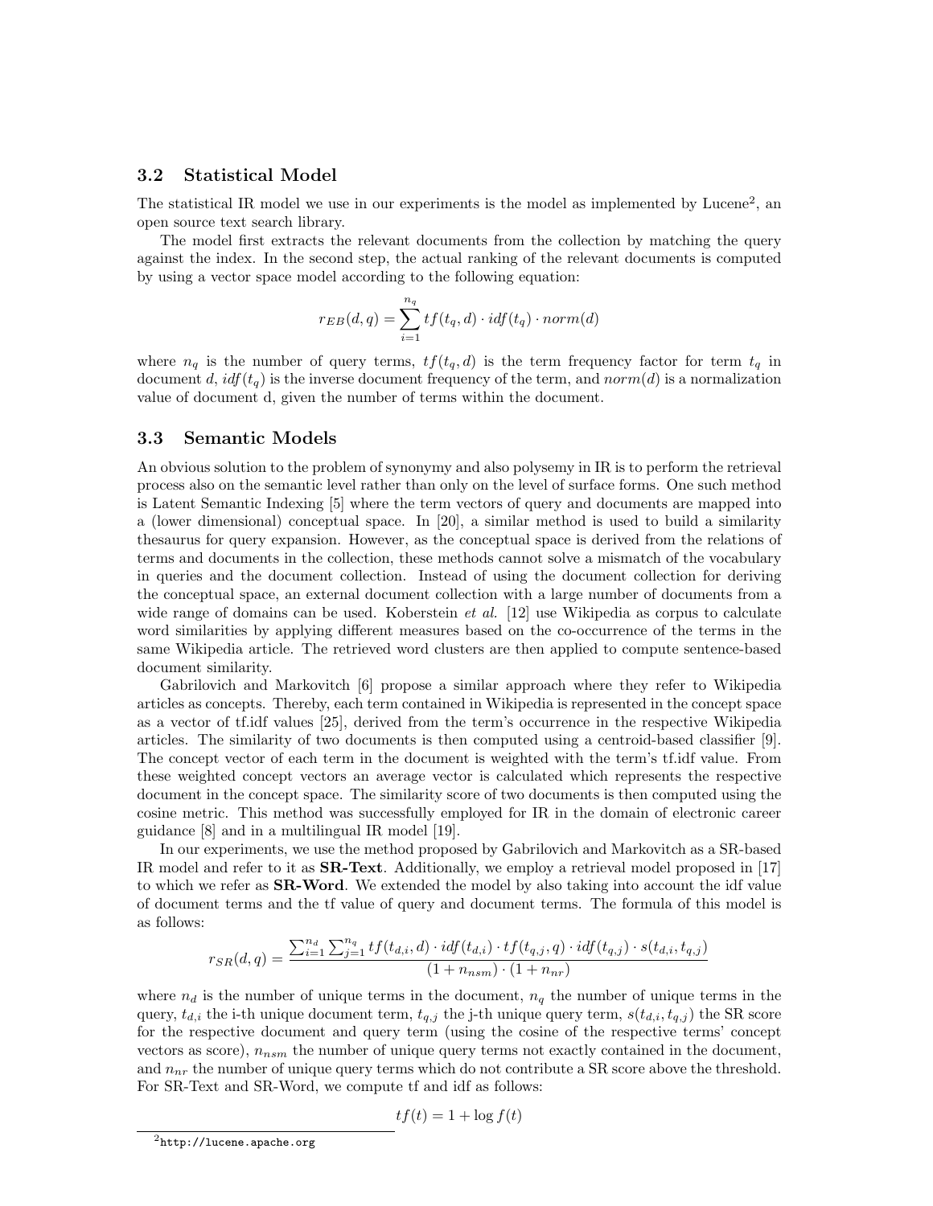### 3.2 Statistical Model

The statistical IR model we use in our experiments is the model as implemented by Lucene[2], an open source text search library.

The model first extracts the relevant documents from the collection by matching the query against the index. In the second step, the actual ranking of the relevant documents is computed by using a vector space model according to the following equation:

$$r_{EB}(d,q) = \sum_{i=1}^{n_q} tf(t_q, d) \cdot idf(t_q) \cdot norm(d)$$

where $n_q$ is the number of query terms, $tf(t_q, d)$ is the term frequency factor for term $t_q$ in document $d$, $idf(t_q)$ is the inverse document frequency of the term, and $norm(d)$ is a normalization value of document d, given the number of terms within the document.

### 3.3 Semantic Models

An obvious solution to the problem of synonymy and also polysemy in IR is to perform the retrieval process also on the semantic level rather than only on the level of surface forms. One such method is Latent Semantic Indexing [5] where the term vectors of query and documents are mapped into a (lower dimensional) conceptual space. In [20], a similar method is used to build a similarity thesaurus for query expansion. However, as the conceptual space is derived from the relations of terms and documents in the collection, these methods cannot solve a mismatch of the vocabulary in queries and the document collection. Instead of using the document collection for deriving the conceptual space, an external document collection with a large number of documents from a wide range of domains can be used. Koberstein *et al.* [12] use Wikipedia as corpus to calculate word similarities by applying different measures based on the co-occurrence of the terms in the same Wikipedia article. The retrieved word clusters are then applied to compute sentence-based document similarity.

Gabrilovich and Markovitch [6] propose a similar approach where they refer to Wikipedia articles as concepts. Thereby, each term contained in Wikipedia is represented in the concept space as a vector of tf.idf values [25], derived from the term's occurrence in the respective Wikipedia articles. The similarity of two documents is then computed using a centroid-based classifier [9]. The concept vector of each term in the document is weighted with the term's tf.idf value. From these weighted concept vectors an average vector is calculated which represents the respective document in the concept space. The similarity score of two documents is then computed using the cosine metric. This method was successfully employed for IR in the domain of electronic career guidance [8] and in a multilingual IR model [19].

In our experiments, we use the method proposed by Gabrilovich and Markovitch as a SR-based IR model and refer to it as **SR-Text**. Additionally, we employ a retrieval model proposed in [17] to which we refer as **SR-Word**. We extended the model by also taking into account the idf value of document terms and the tf value of query and document terms. The formula of this model is as follows:

$$r_{SR}(d,q) = \frac{\sum_{i=1}^{n_d} \sum_{j=1}^{n_q} tf(t_{d,i}, d) \cdot idf(t_{d,i}) \cdot tf(t_{q,j}, q) \cdot idf(t_{q,j}) \cdot s(t_{d,i}, t_{q,j})}{(1 + n_{nsm}) \cdot (1 + n_{nr})}$$

where $n_d$ is the number of unique terms in the document, $n_q$ the number of unique terms in the query, $t_{d,i}$ the i-th unique document term, $t_{q,j}$ the j-th unique query term, $s(t_{d,i}, t_{q,j})$ the SR score for the respective document and query term (using the cosine of the respective terms' concept vectors as score), $n_{nsm}$ the number of unique query terms not exactly contained in the document, and $n_{nr}$ the number of unique query terms which do not contribute a SR score above the threshold. For SR-Text and SR-Word, we compute tf and idf as follows:

$$tf(t) = 1 + \log f(t)$$

[2] http://lucene.apache.org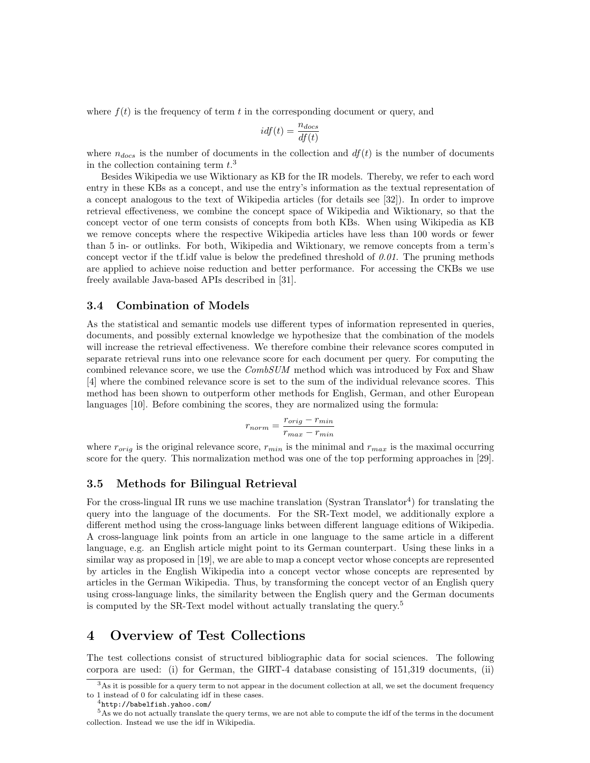where $f(t)$ is the frequency of term $t$ in the corresponding document or query, and

$$idf(t) = \frac{n_{docs}}{df(t)}$$

where $n_{docs}$ is the number of documents in the collection and $df(t)$ is the number of documents in the collection containing term $t$.[3]

Besides Wikipedia we use Wiktionary as KB for the IR models. Thereby, we refer to each word entry in these KBs as a concept, and use the entry's information as the textual representation of a concept analogous to the text of Wikipedia articles (for details see [32]). In order to improve retrieval effectiveness, we combine the concept space of Wikipedia and Wiktionary, so that the concept vector of one term consists of concepts from both KBs. When using Wikipedia as KB we remove concepts where the respective Wikipedia articles have less than 100 words or fewer than 5 in- or outlinks. For both, Wikipedia and Wiktionary, we remove concepts from a term's concept vector if the tf.idf value is below the predefined threshold of *0.01*. The pruning methods are applied to achieve noise reduction and better performance. For accessing the CKBs we use freely available Java-based APIs described in [31].

### 3.4 Combination of Models

As the statistical and semantic models use different types of information represented in queries, documents, and possibly external knowledge we hypothesize that the combination of the models will increase the retrieval effectiveness. We therefore combine their relevance scores computed in separate retrieval runs into one relevance score for each document per query. For computing the combined relevance score, we use the *CombSUM* method which was introduced by Fox and Shaw [4] where the combined relevance score is set to the sum of the individual relevance scores. This method has been shown to outperform other methods for English, German, and other European languages [10]. Before combining the scores, they are normalized using the formula:

$$r_{norm} = \frac{r_{orig} - r_{min}}{r_{max} - r_{min}}$$

where $r_{orig}$ is the original relevance score, $r_{min}$ is the minimal and $r_{max}$ is the maximal occurring score for the query. This normalization method was one of the top performing approaches in [29].

### 3.5 Methods for Bilingual Retrieval

For the cross-lingual IR runs we use machine translation (Systran Translator[4]) for translating the query into the language of the documents. For the SR-Text model, we additionally explore a different method using the cross-language links between different language editions of Wikipedia. A cross-language link points from an article in one language to the same article in a different language, e.g. an English article might point to its German counterpart. Using these links in a similar way as proposed in [19], we are able to map a concept vector whose concepts are represented by articles in the English Wikipedia into a concept vector whose concepts are represented by articles in the German Wikipedia. Thus, by transforming the concept vector of an English query using cross-language links, the similarity between the English query and the German documents is computed by the SR-Text model without actually translating the query.[5]

## 4 Overview of Test Collections

The test collections consist of structured bibliographic data for social sciences. The following corpora are used: (i) for German, the GIRT-4 database consisting of 151,319 documents, (ii)

---

[3] As it is possible for a query term to not appear in the document collection at all, we set the document frequency to 1 instead of 0 for calculating idf in these cases.

[4] http://babelfish.yahoo.com/

[5] As we do not actually translate the query terms, we are not able to compute the idf of the terms in the document collection. Instead we use the idf in Wikipedia.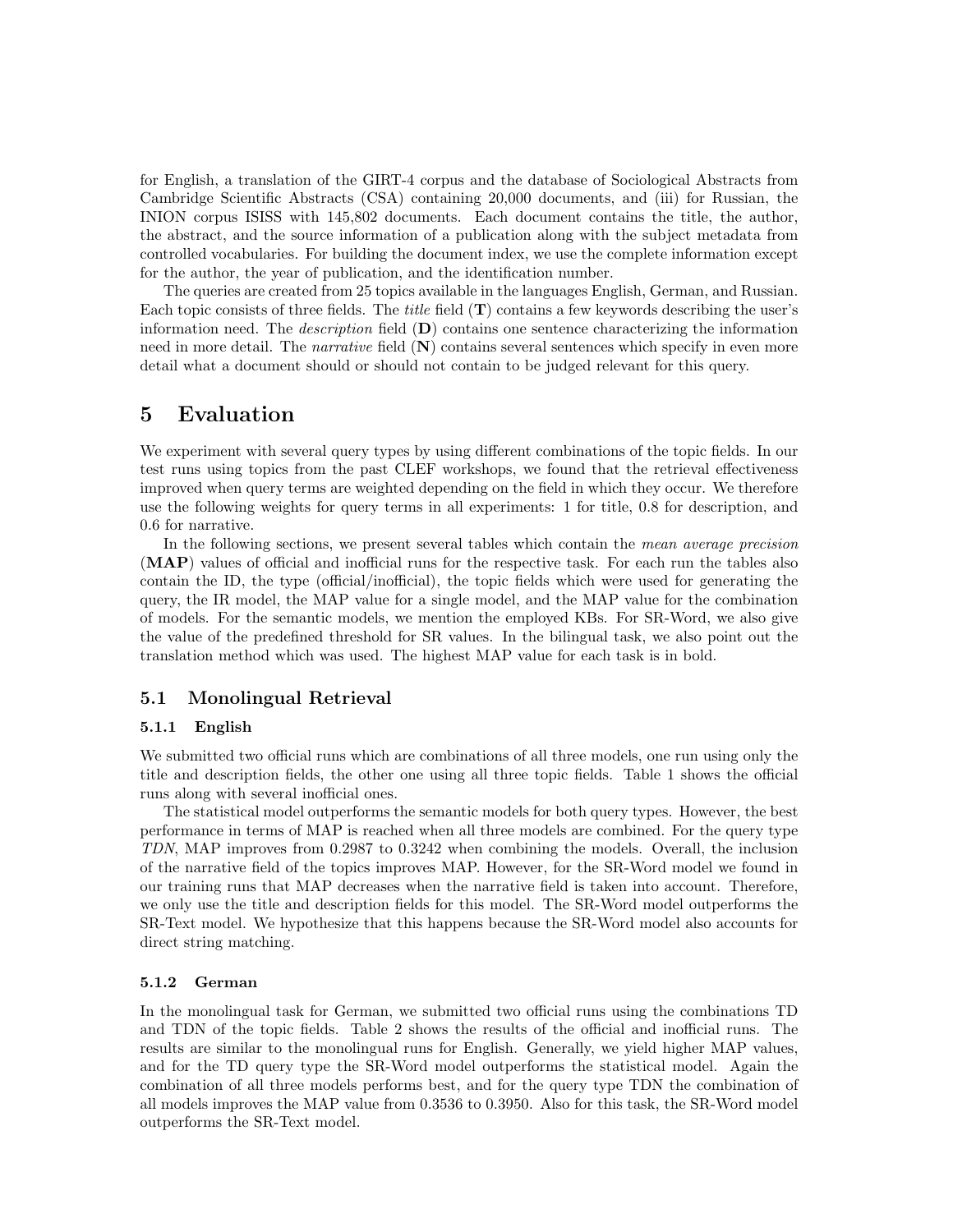for English, a translation of the GIRT-4 corpus and the database of Sociological Abstracts from Cambridge Scientific Abstracts (CSA) containing 20,000 documents, and (iii) for Russian, the INION corpus ISISS with 145,802 documents. Each document contains the title, the author, the abstract, and the source information of a publication along with the subject metadata from controlled vocabularies. For building the document index, we use the complete information except for the author, the year of publication, and the identification number.

The queries are created from 25 topics available in the languages English, German, and Russian. Each topic consists of three fields. The *title* field (**T**) contains a few keywords describing the user's information need. The *description* field (**D**) contains one sentence characterizing the information need in more detail. The *narrative* field (**N**) contains several sentences which specify in even more detail what a document should or should not contain to be judged relevant for this query.

# 5 Evaluation

We experiment with several query types by using different combinations of the topic fields. In our test runs using topics from the past CLEF workshops, we found that the retrieval effectiveness improved when query terms are weighted depending on the field in which they occur. We therefore use the following weights for query terms in all experiments: 1 for title, 0.8 for description, and 0.6 for narrative.

In the following sections, we present several tables which contain the *mean average precision* (**MAP**) values of official and inofficial runs for the respective task. For each run the tables also contain the ID, the type (official/inofficial), the topic fields which were used for generating the query, the IR model, the MAP value for a single model, and the MAP value for the combination of models. For the semantic models, we mention the employed KBs. For SR-Word, we also give the value of the predefined threshold for SR values. In the bilingual task, we also point out the translation method which was used. The highest MAP value for each task is in bold.

## 5.1 Monolingual Retrieval

### 5.1.1 English

We submitted two official runs which are combinations of all three models, one run using only the title and description fields, the other one using all three topic fields. Table 1 shows the official runs along with several inofficial ones.

The statistical model outperforms the semantic models for both query types. However, the best performance in terms of MAP is reached when all three models are combined. For the query type *TDN*, MAP improves from 0.2987 to 0.3242 when combining the models. Overall, the inclusion of the narrative field of the topics improves MAP. However, for the SR-Word model we found in our training runs that MAP decreases when the narrative field is taken into account. Therefore, we only use the title and description fields for this model. The SR-Word model outperforms the SR-Text model. We hypothesize that this happens because the SR-Word model also accounts for direct string matching.

### 5.1.2 German

In the monolingual task for German, we submitted two official runs using the combinations TD and TDN of the topic fields. Table 2 shows the results of the official and inofficial runs. The results are similar to the monolingual runs for English. Generally, we yield higher MAP values, and for the TD query type the SR-Word model outperforms the statistical model. Again the combination of all three models performs best, and for the query type TDN the combination of all models improves the MAP value from 0.3536 to 0.3950. Also for this task, the SR-Word model outperforms the SR-Text model.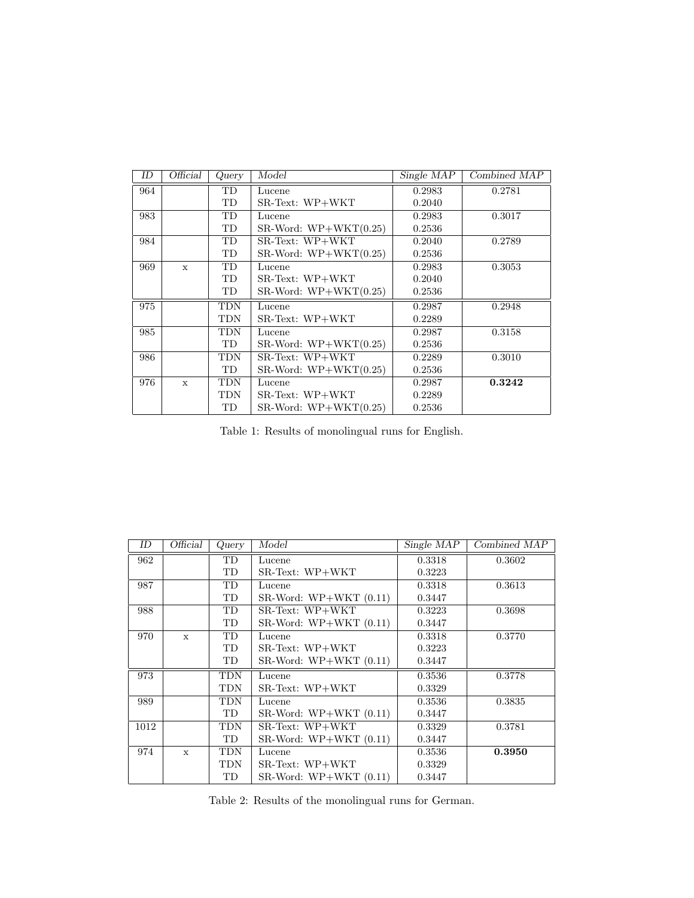| *ID* | *Official* | *Query* | *Model* | *Single MAP* | *Combined MAP* |
|---|---|---|---|---|---|
| 964 | | TD | Lucene | 0.2983 | 0.2781 |
| | | TD | SR-Text: WP+WKT | 0.2040 | |
| 983 | | TD | Lucene | 0.2983 | 0.3017 |
| | | TD | SR-Word: WP+WKT(0.25) | 0.2536 | |
| 984 | | TD | SR-Text: WP+WKT | 0.2040 | 0.2789 |
| | | TD | SR-Word: WP+WKT(0.25) | 0.2536 | |
| 969 | x | TD | Lucene | 0.2983 | 0.3053 |
| | | TD | SR-Text: WP+WKT | 0.2040 | |
| | | TD | SR-Word: WP+WKT(0.25) | 0.2536 | |
| 975 | | TDN | Lucene | 0.2987 | 0.2948 |
| | | TDN | SR-Text: WP+WKT | 0.2289 | |
| 985 | | TDN | Lucene | 0.2987 | 0.3158 |
| | | TD | SR-Word: WP+WKT(0.25) | 0.2536 | |
| 986 | | TDN | SR-Text: WP+WKT | 0.2289 | 0.3010 |
| | | TD | SR-Word: WP+WKT(0.25) | 0.2536 | |
| 976 | x | TDN | Lucene | 0.2987 | **0.3242** |
| | | TDN | SR-Text: WP+WKT | 0.2289 | |
| | | TD | SR-Word: WP+WKT(0.25) | 0.2536 | |

Table 1: Results of monolingual runs for English.

| *ID* | *Official* | *Query* | *Model* | *Single MAP* | *Combined MAP* |
|---|---|---|---|---|---|
| 962 | | TD | Lucene | 0.3318 | 0.3602 |
| | | TD | SR-Text: WP+WKT | 0.3223 | |
| 987 | | TD | Lucene | 0.3318 | 0.3613 |
| | | TD | SR-Word: WP+WKT (0.11) | 0.3447 | |
| 988 | | TD | SR-Text: WP+WKT | 0.3223 | 0.3698 |
| | | TD | SR-Word: WP+WKT (0.11) | 0.3447 | |
| 970 | x | TD | Lucene | 0.3318 | 0.3770 |
| | | TD | SR-Text: WP+WKT | 0.3223 | |
| | | TD | SR-Word: WP+WKT (0.11) | 0.3447 | |
| 973 | | TDN | Lucene | 0.3536 | 0.3778 |
| | | TDN | SR-Text: WP+WKT | 0.3329 | |
| 989 | | TDN | Lucene | 0.3536 | 0.3835 |
| | | TD | SR-Word: WP+WKT (0.11) | 0.3447 | |
| 1012 | | TDN | SR-Text: WP+WKT | 0.3329 | 0.3781 |
| | | TD | SR-Word: WP+WKT (0.11) | 0.3447 | |
| 974 | x | TDN | Lucene | 0.3536 | **0.3950** |
| | | TDN | SR-Text: WP+WKT | 0.3329 | |
| | | TD | SR-Word: WP+WKT (0.11) | 0.3447 | |

Table 2: Results of the monolingual runs for German.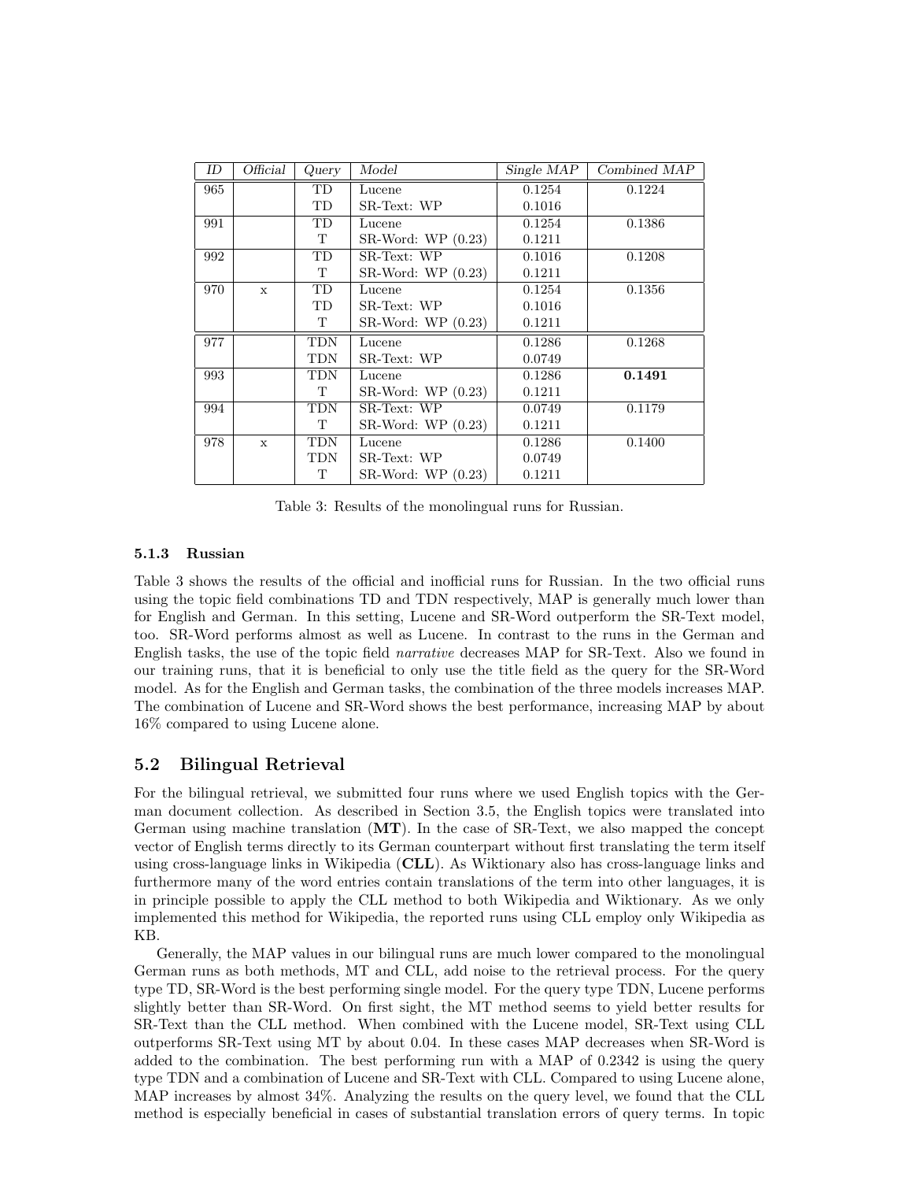| *ID* | *Official* | *Query* | *Model* | *Single MAP* | *Combined MAP* |
|---|---|---|---|---|---|
| 965 | | TD | Lucene | 0.1254 | 0.1224 |
| | | TD | SR-Text: WP | 0.1016 | |
| 991 | | TD | Lucene | 0.1254 | 0.1386 |
| | | T | SR-Word: WP (0.23) | 0.1211 | |
| 992 | | TD | SR-Text: WP | 0.1016 | 0.1208 |
| | | T | SR-Word: WP (0.23) | 0.1211 | |
| 970 | x | TD | Lucene | 0.1254 | 0.1356 |
| | | TD | SR-Text: WP | 0.1016 | |
| | | T | SR-Word: WP (0.23) | 0.1211 | |
| 977 | | TDN | Lucene | 0.1286 | 0.1268 |
| | | TDN | SR-Text: WP | 0.0749 | |
| 993 | | TDN | Lucene | 0.1286 | **0.1491** |
| | | T | SR-Word: WP (0.23) | 0.1211 | |
| 994 | | TDN | SR-Text: WP | 0.0749 | 0.1179 |
| | | T | SR-Word: WP (0.23) | 0.1211 | |
| 978 | x | TDN | Lucene | 0.1286 | 0.1400 |
| | | TDN | SR-Text: WP | 0.0749 | |
| | | T | SR-Word: WP (0.23) | 0.1211 | |

Table 3: Results of the monolingual runs for Russian.

#### 5.1.3 Russian

Table 3 shows the results of the official and inofficial runs for Russian. In the two official runs using the topic field combinations TD and TDN respectively, MAP is generally much lower than for English and German. In this setting, Lucene and SR-Word outperform the SR-Text model, too. SR-Word performs almost as well as Lucene. In contrast to the runs in the German and English tasks, the use of the topic field *narrative* decreases MAP for SR-Text. Also we found in our training runs, that it is beneficial to only use the title field as the query for the SR-Word model. As for the English and German tasks, the combination of the three models increases MAP. The combination of Lucene and SR-Word shows the best performance, increasing MAP by about 16% compared to using Lucene alone.

### 5.2 Bilingual Retrieval

For the bilingual retrieval, we submitted four runs where we used English topics with the German document collection. As described in Section 3.5, the English topics were translated into German using machine translation (**MT**). In the case of SR-Text, we also mapped the concept vector of English terms directly to its German counterpart without first translating the term itself using cross-language links in Wikipedia (**CLL**). As Wiktionary also has cross-language links and furthermore many of the word entries contain translations of the term into other languages, it is in principle possible to apply the CLL method to both Wikipedia and Wiktionary. As we only implemented this method for Wikipedia, the reported runs using CLL employ only Wikipedia as KB.

Generally, the MAP values in our bilingual runs are much lower compared to the monolingual German runs as both methods, MT and CLL, add noise to the retrieval process. For the query type TD, SR-Word is the best performing single model. For the query type TDN, Lucene performs slightly better than SR-Word. On first sight, the MT method seems to yield better results for SR-Text than the CLL method. When combined with the Lucene model, SR-Text using CLL outperforms SR-Text using MT by about 0.04. In these cases MAP decreases when SR-Word is added to the combination. The best performing run with a MAP of 0.2342 is using the query type TDN and a combination of Lucene and SR-Text with CLL. Compared to using Lucene alone, MAP increases by almost 34%. Analyzing the results on the query level, we found that the CLL method is especially beneficial in cases of substantial translation errors of query terms. In topic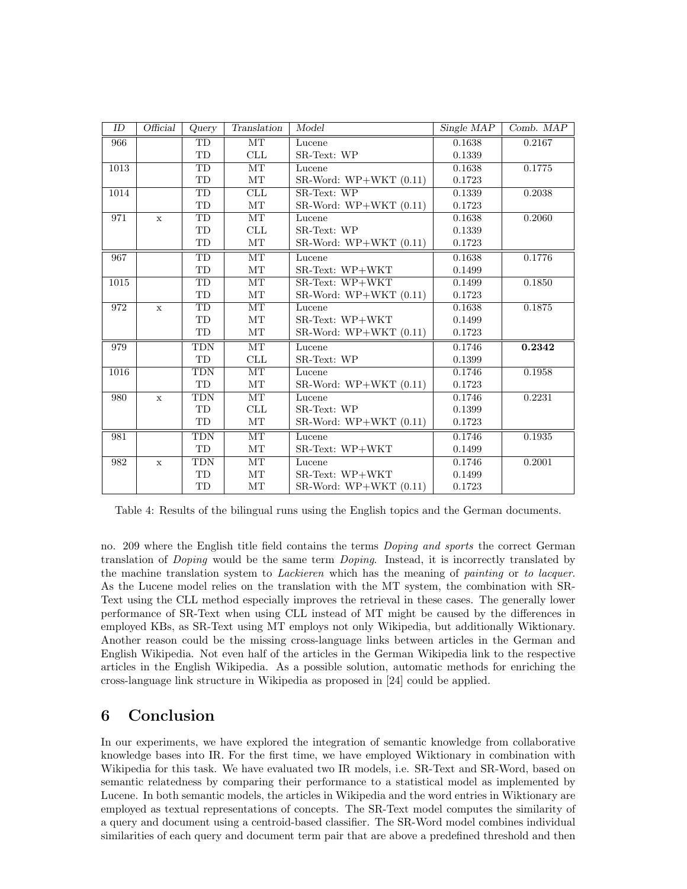| *ID* | *Official* | *Query* | *Translation* | *Model* | *Single MAP* | *Comb. MAP* |
|---|---|---|---|---|---|---|
| 966 | | TD | MT | Lucene | 0.1638 | 0.2167 |
| | | TD | CLL | SR-Text: WP | 0.1339 | |
| 1013 | | TD | MT | Lucene | 0.1638 | 0.1775 |
| | | TD | MT | SR-Word: WP+WKT (0.11) | 0.1723 | |
| 1014 | | TD | CLL | SR-Text: WP | 0.1339 | 0.2038 |
| | | TD | MT | SR-Word: WP+WKT (0.11) | 0.1723 | |
| 971 | x | TD | MT | Lucene | 0.1638 | 0.2060 |
| | | TD | CLL | SR-Text: WP | 0.1339 | |
| | | TD | MT | SR-Word: WP+WKT (0.11) | 0.1723 | |
| 967 | | TD | MT | Lucene | 0.1638 | 0.1776 |
| | | TD | MT | SR-Text: WP+WKT | 0.1499 | |
| 1015 | | TD | MT | SR-Text: WP+WKT | 0.1499 | 0.1850 |
| | | TD | MT | SR-Word: WP+WKT (0.11) | 0.1723 | |
| 972 | x | TD | MT | Lucene | 0.1638 | 0.1875 |
| | | TD | MT | SR-Text: WP+WKT | 0.1499 | |
| | | TD | MT | SR-Word: WP+WKT (0.11) | 0.1723 | |
| 979 | | TDN | MT | Lucene | 0.1746 | **0.2342** |
| | | TD | CLL | SR-Text: WP | 0.1399 | |
| 1016 | | TDN | MT | Lucene | 0.1746 | 0.1958 |
| | | TD | MT | SR-Word: WP+WKT (0.11) | 0.1723 | |
| 980 | x | TDN | MT | Lucene | 0.1746 | 0.2231 |
| | | TD | CLL | SR-Text: WP | 0.1399 | |
| | | TD | MT | SR-Word: WP+WKT (0.11) | 0.1723 | |
| 981 | | TDN | MT | Lucene | 0.1746 | 0.1935 |
| | | TD | MT | SR-Text: WP+WKT | 0.1499 | |
| 982 | x | TDN | MT | Lucene | 0.1746 | 0.2001 |
| | | TD | MT | SR-Text: WP+WKT | 0.1499 | |
| | | TD | MT | SR-Word: WP+WKT (0.11) | 0.1723 | |

Table 4: Results of the bilingual runs using the English topics and the German documents.

no. 209 where the English title field contains the terms *Doping and sports* the correct German translation of *Doping* would be the same term *Doping*. Instead, it is incorrectly translated by the machine translation system to *Lackieren* which has the meaning of *painting* or *to lacquer*. As the Lucene model relies on the translation with the MT system, the combination with SR-Text using the CLL method especially improves the retrieval in these cases. The generally lower performance of SR-Text when using CLL instead of MT might be caused by the differences in employed KBs, as SR-Text using MT employs not only Wikipedia, but additionally Wiktionary. Another reason could be the missing cross-language links between articles in the German and English Wikipedia. Not even half of the articles in the German Wikipedia link to the respective articles in the English Wikipedia. As a possible solution, automatic methods for enriching the cross-language link structure in Wikipedia as proposed in [24] could be applied.

## 6 Conclusion

In our experiments, we have explored the integration of semantic knowledge from collaborative knowledge bases into IR. For the first time, we have employed Wiktionary in combination with Wikipedia for this task. We have evaluated two IR models, i.e. SR-Text and SR-Word, based on semantic relatedness by comparing their performance to a statistical model as implemented by Lucene. In both semantic models, the articles in Wikipedia and the word entries in Wiktionary are employed as textual representations of concepts. The SR-Text model computes the similarity of a query and document using a centroid-based classifier. The SR-Word model combines individual similarities of each query and document term pair that are above a predefined threshold and then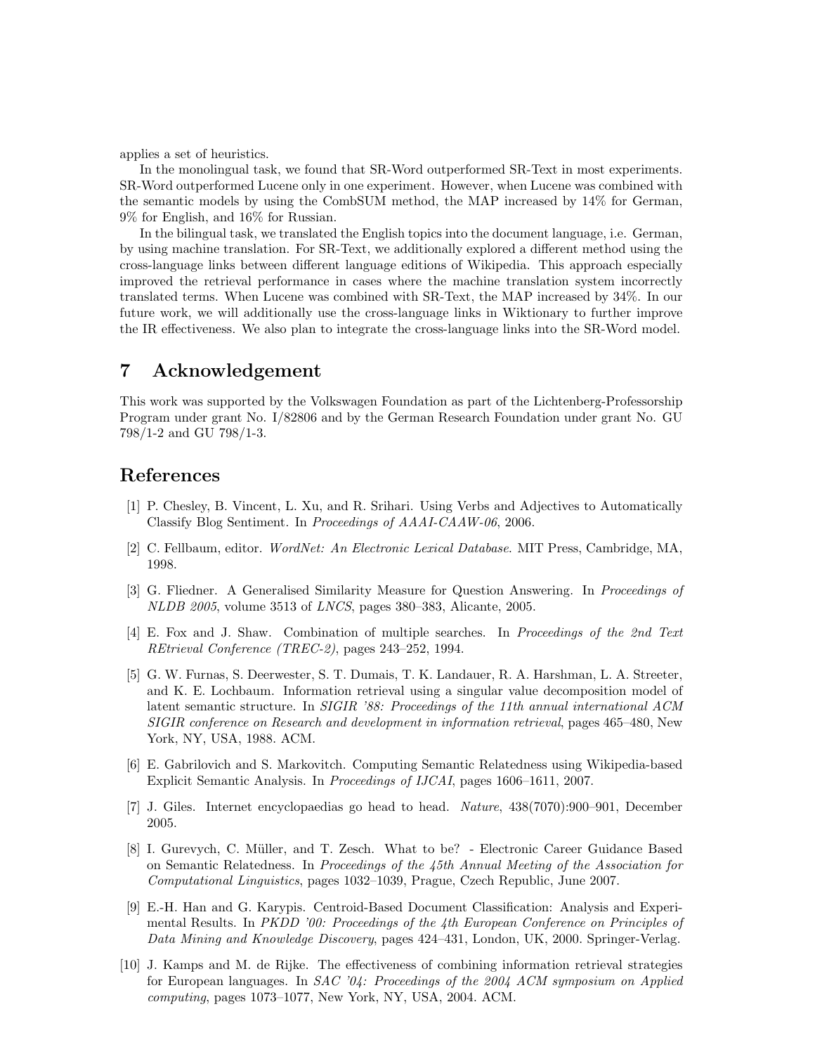applies a set of heuristics.

In the monolingual task, we found that SR-Word outperformed SR-Text in most experiments. SR-Word outperformed Lucene only in one experiment. However, when Lucene was combined with the semantic models by using the CombSUM method, the MAP increased by 14% for German, 9% for English, and 16% for Russian.

In the bilingual task, we translated the English topics into the document language, i.e. German, by using machine translation. For SR-Text, we additionally explored a different method using the cross-language links between different language editions of Wikipedia. This approach especially improved the retrieval performance in cases where the machine translation system incorrectly translated terms. When Lucene was combined with SR-Text, the MAP increased by 34%. In our future work, we will additionally use the cross-language links in Wiktionary to further improve the IR effectiveness. We also plan to integrate the cross-language links into the SR-Word model.

## 7 Acknowledgement

This work was supported by the Volkswagen Foundation as part of the Lichtenberg-Professorship Program under grant No. I/82806 and by the German Research Foundation under grant No. GU 798/1-2 and GU 798/1-3.

## References

[1] P. Chesley, B. Vincent, L. Xu, and R. Srihari. Using Verbs and Adjectives to Automatically Classify Blog Sentiment. In *Proceedings of AAAI-CAAW-06*, 2006.

[2] C. Fellbaum, editor. *WordNet: An Electronic Lexical Database*. MIT Press, Cambridge, MA, 1998.

[3] G. Fliedner. A Generalised Similarity Measure for Question Answering. In *Proceedings of NLDB 2005*, volume 3513 of *LNCS*, pages 380–383, Alicante, 2005.

[4] E. Fox and J. Shaw. Combination of multiple searches. In *Proceedings of the 2nd Text REtrieval Conference (TREC-2)*, pages 243–252, 1994.

[5] G. W. Furnas, S. Deerwester, S. T. Dumais, T. K. Landauer, R. A. Harshman, L. A. Streeter, and K. E. Lochbaum. Information retrieval using a singular value decomposition model of latent semantic structure. In *SIGIR '88: Proceedings of the 11th annual international ACM SIGIR conference on Research and development in information retrieval*, pages 465–480, New York, NY, USA, 1988. ACM.

[6] E. Gabrilovich and S. Markovitch. Computing Semantic Relatedness using Wikipedia-based Explicit Semantic Analysis. In *Proceedings of IJCAI*, pages 1606–1611, 2007.

[7] J. Giles. Internet encyclopaedias go head to head. *Nature*, 438(7070):900–901, December 2005.

[8] I. Gurevych, C. Müller, and T. Zesch. What to be? - Electronic Career Guidance Based on Semantic Relatedness. In *Proceedings of the 45th Annual Meeting of the Association for Computational Linguistics*, pages 1032–1039, Prague, Czech Republic, June 2007.

[9] E.-H. Han and G. Karypis. Centroid-Based Document Classification: Analysis and Experimental Results. In *PKDD '00: Proceedings of the 4th European Conference on Principles of Data Mining and Knowledge Discovery*, pages 424–431, London, UK, 2000. Springer-Verlag.

[10] J. Kamps and M. de Rijke. The effectiveness of combining information retrieval strategies for European languages. In *SAC '04: Proceedings of the 2004 ACM symposium on Applied computing*, pages 1073–1077, New York, NY, USA, 2004. ACM.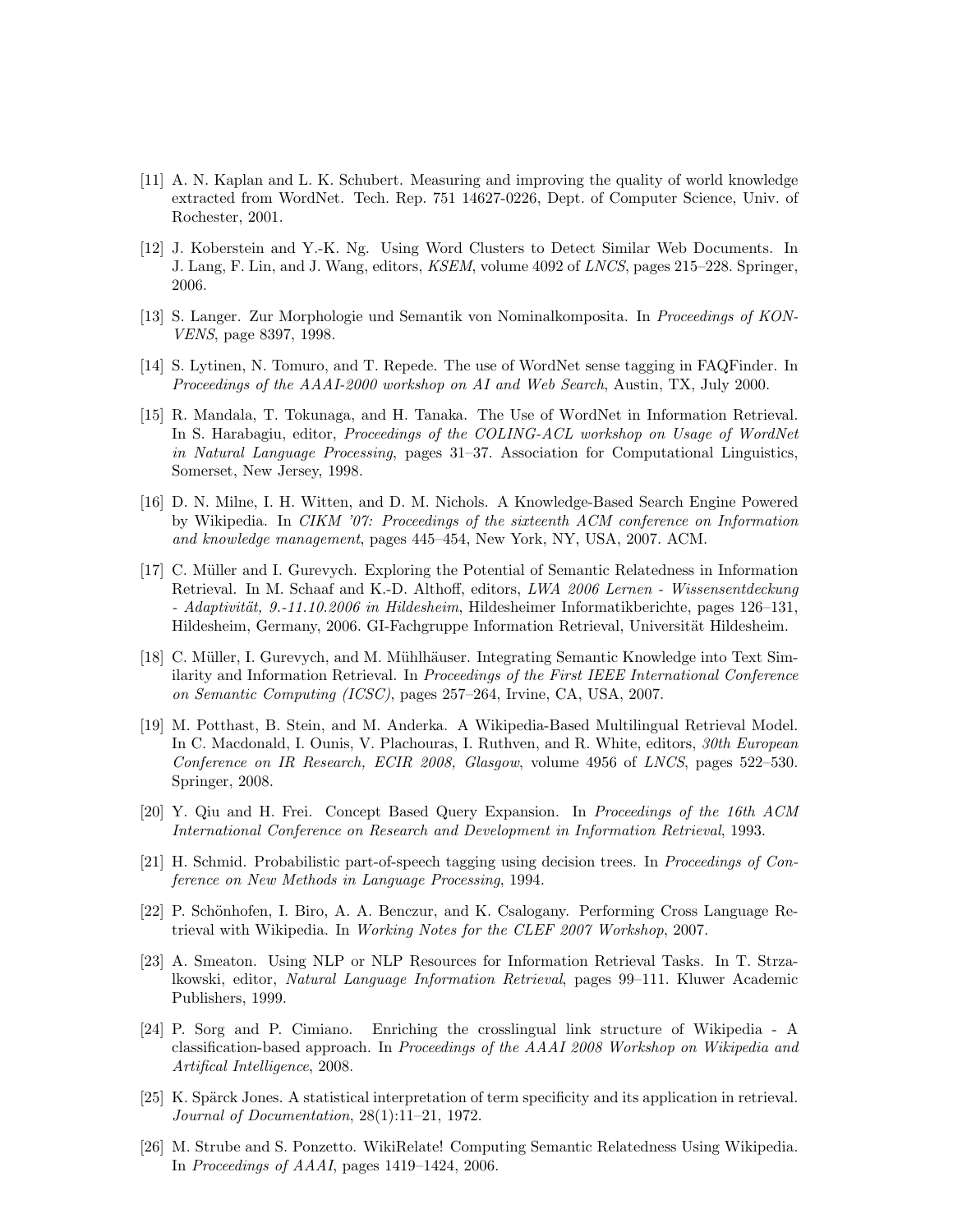[11] A. N. Kaplan and L. K. Schubert. Measuring and improving the quality of world knowledge extracted from WordNet. Tech. Rep. 751 14627-0226, Dept. of Computer Science, Univ. of Rochester, 2001.

[12] J. Koberstein and Y.-K. Ng. Using Word Clusters to Detect Similar Web Documents. In J. Lang, F. Lin, and J. Wang, editors, *KSEM*, volume 4092 of *LNCS*, pages 215–228. Springer, 2006.

[13] S. Langer. Zur Morphologie und Semantik von Nominalkomposita. In *Proceedings of KONVENS*, page 8397, 1998.

[14] S. Lytinen, N. Tomuro, and T. Repede. The use of WordNet sense tagging in FAQFinder. In *Proceedings of the AAAI-2000 workshop on AI and Web Search*, Austin, TX, July 2000.

[15] R. Mandala, T. Tokunaga, and H. Tanaka. The Use of WordNet in Information Retrieval. In S. Harabagiu, editor, *Proceedings of the COLING-ACL workshop on Usage of WordNet in Natural Language Processing*, pages 31–37. Association for Computational Linguistics, Somerset, New Jersey, 1998.

[16] D. N. Milne, I. H. Witten, and D. M. Nichols. A Knowledge-Based Search Engine Powered by Wikipedia. In *CIKM '07: Proceedings of the sixteenth ACM conference on Information and knowledge management*, pages 445–454, New York, NY, USA, 2007. ACM.

[17] C. Müller and I. Gurevych. Exploring the Potential of Semantic Relatedness in Information Retrieval. In M. Schaaf and K.-D. Althoff, editors, *LWA 2006 Lernen - Wissensentdeckung - Adaptivität, 9.-11.10.2006 in Hildesheim*, Hildesheimer Informatikberichte, pages 126–131, Hildesheim, Germany, 2006. GI-Fachgruppe Information Retrieval, Universität Hildesheim.

[18] C. Müller, I. Gurevych, and M. Mühlhäuser. Integrating Semantic Knowledge into Text Similarity and Information Retrieval. In *Proceedings of the First IEEE International Conference on Semantic Computing (ICSC)*, pages 257–264, Irvine, CA, USA, 2007.

[19] M. Potthast, B. Stein, and M. Anderka. A Wikipedia-Based Multilingual Retrieval Model. In C. Macdonald, I. Ounis, V. Plachouras, I. Ruthven, and R. White, editors, *30th European Conference on IR Research, ECIR 2008, Glasgow*, volume 4956 of *LNCS*, pages 522–530. Springer, 2008.

[20] Y. Qiu and H. Frei. Concept Based Query Expansion. In *Proceedings of the 16th ACM International Conference on Research and Development in Information Retrieval*, 1993.

[21] H. Schmid. Probabilistic part-of-speech tagging using decision trees. In *Proceedings of Conference on New Methods in Language Processing*, 1994.

[22] P. Schönhofen, I. Biro, A. A. Benczur, and K. Csalogany. Performing Cross Language Retrieval with Wikipedia. In *Working Notes for the CLEF 2007 Workshop*, 2007.

[23] A. Smeaton. Using NLP or NLP Resources for Information Retrieval Tasks. In T. Strzalkowski, editor, *Natural Language Information Retrieval*, pages 99–111. Kluwer Academic Publishers, 1999.

[24] P. Sorg and P. Cimiano. Enriching the crosslingual link structure of Wikipedia - A classification-based approach. In *Proceedings of the AAAI 2008 Workshop on Wikipedia and Artifical Intelligence*, 2008.

[25] K. Spärck Jones. A statistical interpretation of term specificity and its application in retrieval. *Journal of Documentation*, 28(1):11–21, 1972.

[26] M. Strube and S. Ponzetto. WikiRelate! Computing Semantic Relatedness Using Wikipedia. In *Proceedings of AAAI*, pages 1419–1424, 2006.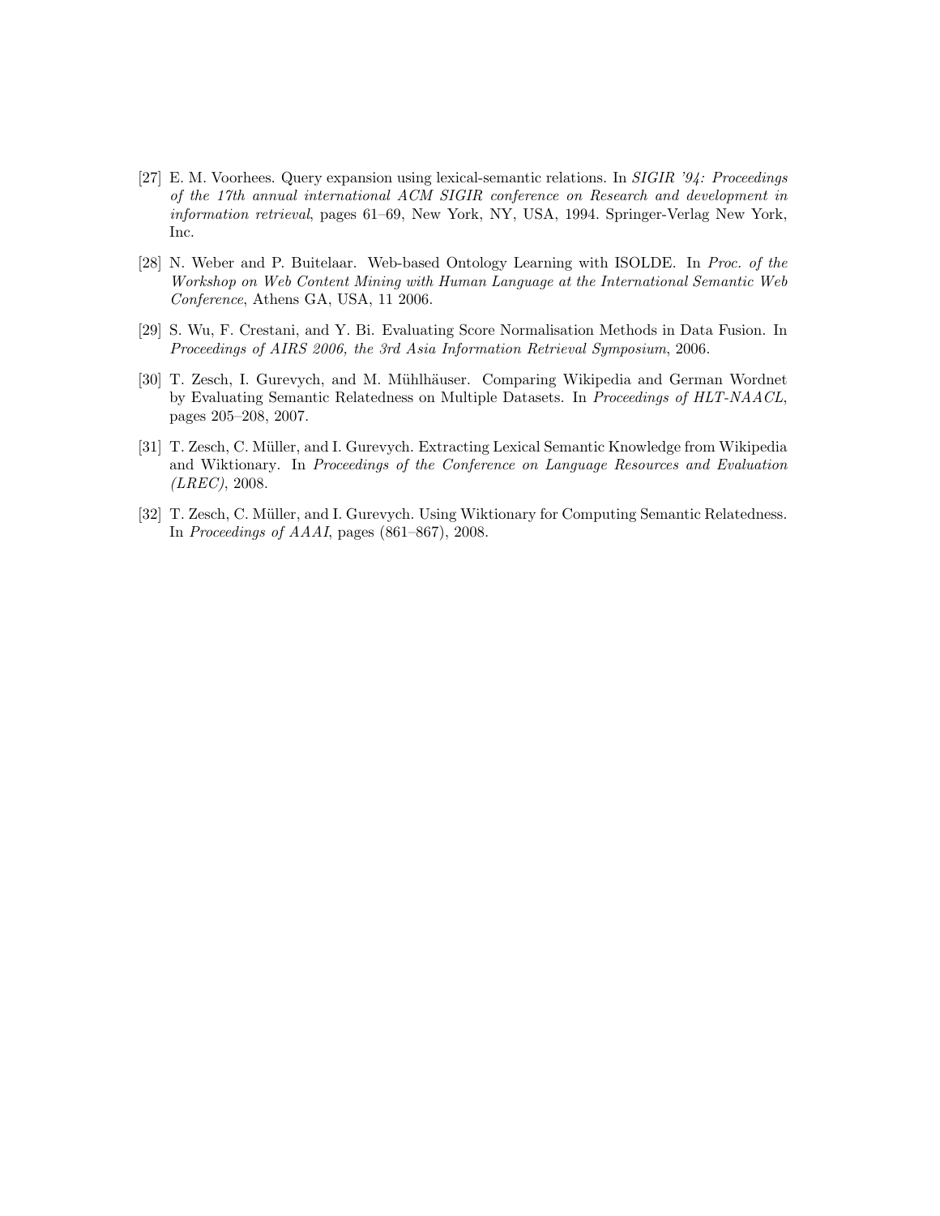[27] E. M. Voorhees. Query expansion using lexical-semantic relations. In *SIGIR '94: Proceedings of the 17th annual international ACM SIGIR conference on Research and development in information retrieval*, pages 61–69, New York, NY, USA, 1994. Springer-Verlag New York, Inc.

[28] N. Weber and P. Buitelaar. Web-based Ontology Learning with ISOLDE. In *Proc. of the Workshop on Web Content Mining with Human Language at the International Semantic Web Conference*, Athens GA, USA, 11 2006.

[29] S. Wu, F. Crestani, and Y. Bi. Evaluating Score Normalisation Methods in Data Fusion. In *Proceedings of AIRS 2006, the 3rd Asia Information Retrieval Symposium*, 2006.

[30] T. Zesch, I. Gurevych, and M. Mühlhäuser. Comparing Wikipedia and German Wordnet by Evaluating Semantic Relatedness on Multiple Datasets. In *Proceedings of HLT-NAACL*, pages 205–208, 2007.

[31] T. Zesch, C. Müller, and I. Gurevych. Extracting Lexical Semantic Knowledge from Wikipedia and Wiktionary. In *Proceedings of the Conference on Language Resources and Evaluation (LREC)*, 2008.

[32] T. Zesch, C. Müller, and I. Gurevych. Using Wiktionary for Computing Semantic Relatedness. In *Proceedings of AAAI*, pages (861–867), 2008.